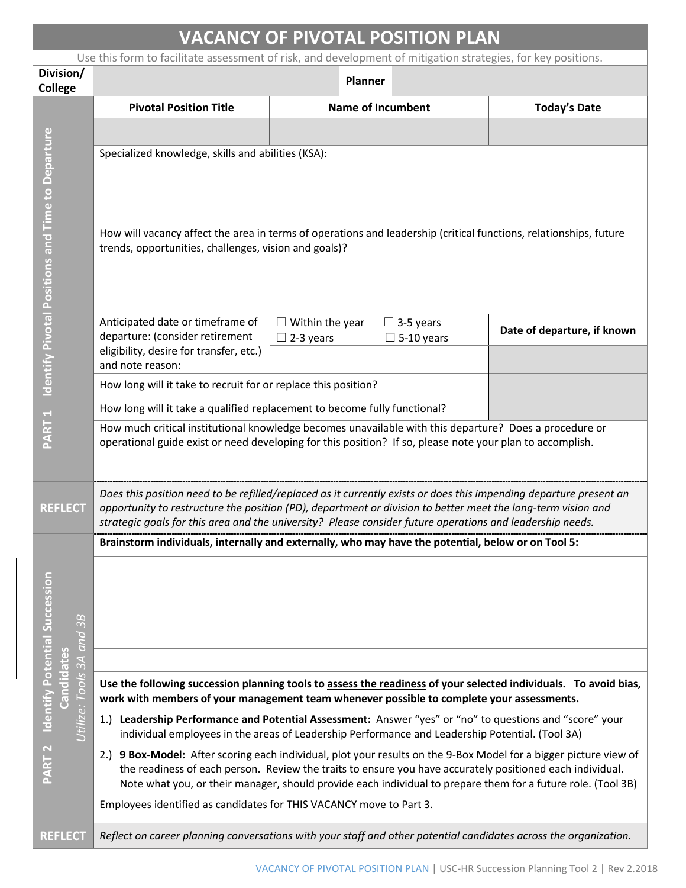# VACANCY OF PIVOTAL POSITION PLAN

Use this form to facilitate assessment of risk, and development of mitigation strategies, for key positions.

| **Division/ College** | | **Planner** | |
|---|---|---|---|

## PART 1 Identify Pivotal Positions and Time to Departure

| **Pivotal Position Title** | **Name of Incumbent** | **Today's Date** |
|---|---|---|
| | | |

Specialized knowledge, skills and abilities (KSA):

How will vacancy affect the area in terms of operations and leadership (critical functions, relationships, future trends, opportunities, challenges, vision and goals)?

| Anticipated date or timeframe of departure: (consider retirement eligibility, desire for transfer, etc.) and note reason: | ☐ Within the year ☐ 2-3 years | ☐ 3-5 years ☐ 5-10 years | **Date of departure, if known** |
|---|---|---|---|
| How long will it take to recruit for or replace this position? | | | |
| How long will it take a qualified replacement to become fully functional? | | | |

How much critical institutional knowledge becomes unavailable with this departure? Does a procedure or operational guide exist or need developing for this position? If so, please note your plan to accomplish.

**REFLECT** *Does this position need to be refilled/replaced as it currently exists or does this impending departure present an opportunity to restructure the position (PD), department or division to better meet the long-term vision and strategic goals for this area and the university? Please consider future operations and leadership needs.*

## PART 2 Identify Potential Succession Candidates

*Utilize: Tools 3A and 3B*

**Brainstorm individuals, internally and externally, who may have the potential, below or on Tool 5:**

| | |
|---|---|
| | |
| | |
| | |
| | |
| | |

**Use the following succession planning tools to assess the readiness of your selected individuals. To avoid bias, work with members of your management team whenever possible to complete your assessments.**

1.) **Leadership Performance and Potential Assessment:** Answer "yes" or "no" to questions and "score" your individual employees in the areas of Leadership Performance and Leadership Potential. (Tool 3A)

2.) **9 Box-Model:** After scoring each individual, plot your results on the 9-Box Model for a bigger picture view of the readiness of each person. Review the traits to ensure you have accurately positioned each individual. Note what you, or their manager, should provide each individual to prepare them for a future role. (Tool 3B)

Employees identified as candidates for THIS VACANCY move to Part 3.

**REFLECT** *Reflect on career planning conversations with your staff and other potential candidates across the organization.*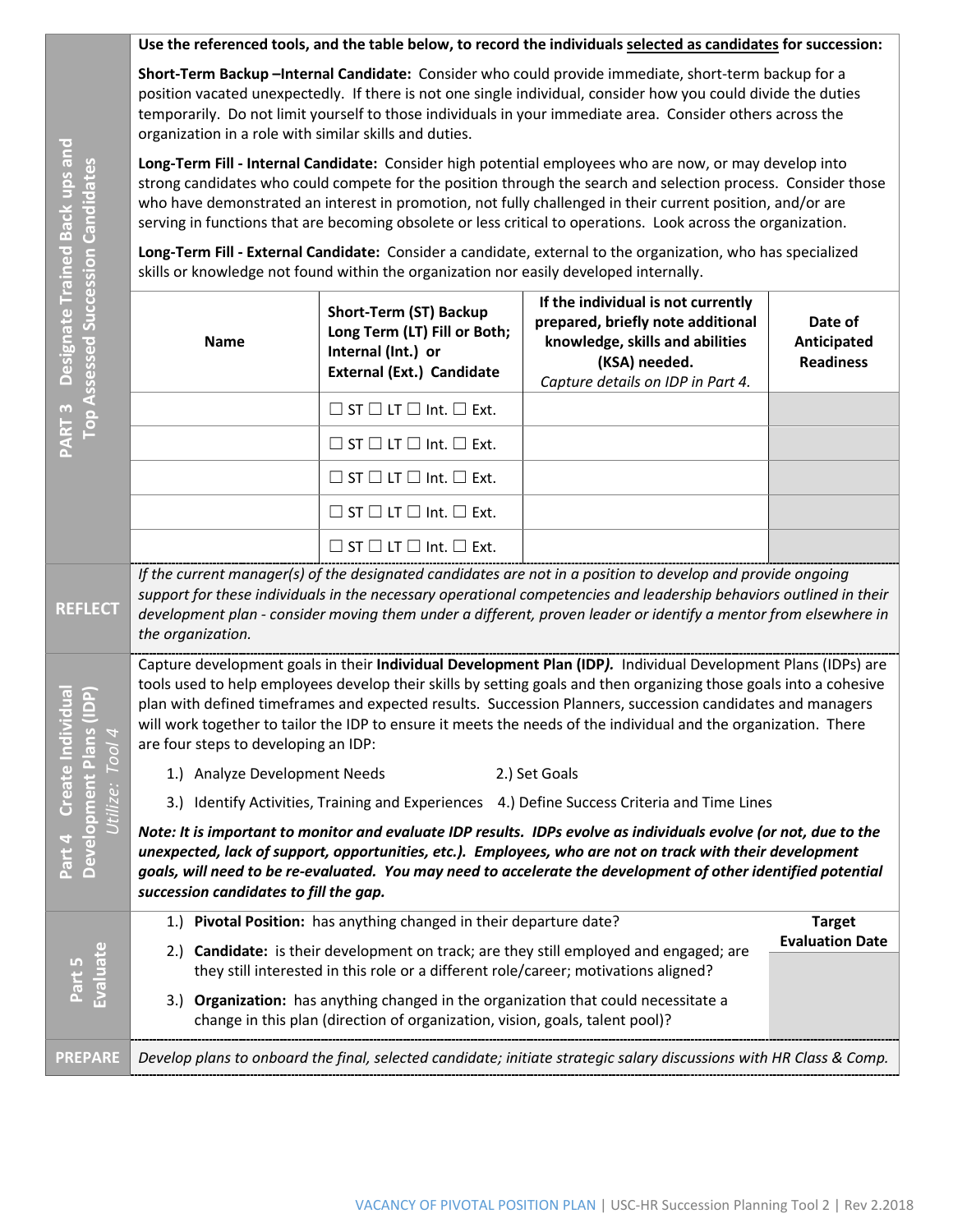## PART 3 Designate Trained Back ups and Top Assessed Succession Candidates

**Use the referenced tools, and the table below, to record the individuals selected as candidates for succession:**

**Short-Term Backup –Internal Candidate:** Consider who could provide immediate, short-term backup for a position vacated unexpectedly. If there is not one single individual, consider how you could divide the duties temporarily. Do not limit yourself to those individuals in your immediate area. Consider others across the organization in a role with similar skills and duties.

**Long-Term Fill - Internal Candidate:** Consider high potential employees who are now, or may develop into strong candidates who could compete for the position through the search and selection process. Consider those who have demonstrated an interest in promotion, not fully challenged in their current position, and/or are serving in functions that are becoming obsolete or less critical to operations. Look across the organization.

**Long-Term Fill - External Candidate:** Consider a candidate, external to the organization, who has specialized skills or knowledge not found within the organization nor easily developed internally.

| Name | Short-Term (ST) Backup Long Term (LT) Fill or Both; Internal (Int.) or External (Ext.) Candidate | If the individual is not currently prepared, briefly note additional knowledge, skills and abilities (KSA) needed. *Capture details on IDP in Part 4.* | Date of Anticipated Readiness |
|---|---|---|---|
| | ☐ ST ☐ LT ☐ Int. ☐ Ext. | | |
| | ☐ ST ☐ LT ☐ Int. ☐ Ext. | | |
| | ☐ ST ☐ LT ☐ Int. ☐ Ext. | | |
| | ☐ ST ☐ LT ☐ Int. ☐ Ext. | | |
| | ☐ ST ☐ LT ☐ Int. ☐ Ext. | | |

## REFLECT

*If the current manager(s) of the designated candidates are not in a position to develop and provide ongoing support for these individuals in the necessary operational competencies and leadership behaviors outlined in their development plan - consider moving them under a different, proven leader or identify a mentor from elsewhere in the organization.*

## Part 4 Create Individual Development Plans (IDP)

*Utilize: Tool 4*

Capture development goals in their **Individual Development Plan (IDP***)***.** Individual Development Plans (IDPs) are tools used to help employees develop their skills by setting goals and then organizing those goals into a cohesive plan with defined timeframes and expected results. Succession Planners, succession candidates and managers will work together to tailor the IDP to ensure it meets the needs of the individual and the organization. There are four steps to developing an IDP:

1.) Analyze Development Needs
2.) Set Goals
3.) Identify Activities, Training and Experiences
4.) Define Success Criteria and Time Lines

***Note: It is important to monitor and evaluate IDP results. IDPs evolve as individuals evolve (or not, due to the unexpected, lack of support, opportunities, etc.). Employees, who are not on track with their development goals, will need to be re-evaluated. You may need to accelerate the development of other identified potential succession candidates to fill the gap.***

## Part 5 Evaluate

1.) **Pivotal Position:** has anything changed in their departure date?
2.) **Candidate:** is their development on track; are they still employed and engaged; are they still interested in this role or a different role/career; motivations aligned?
3.) **Organization:** has anything changed in the organization that could necessitate a change in this plan (direction of organization, vision, goals, talent pool)?

**Target Evaluation Date**

## PREPARE

*Develop plans to onboard the final, selected candidate; initiate strategic salary discussions with HR Class & Comp.*